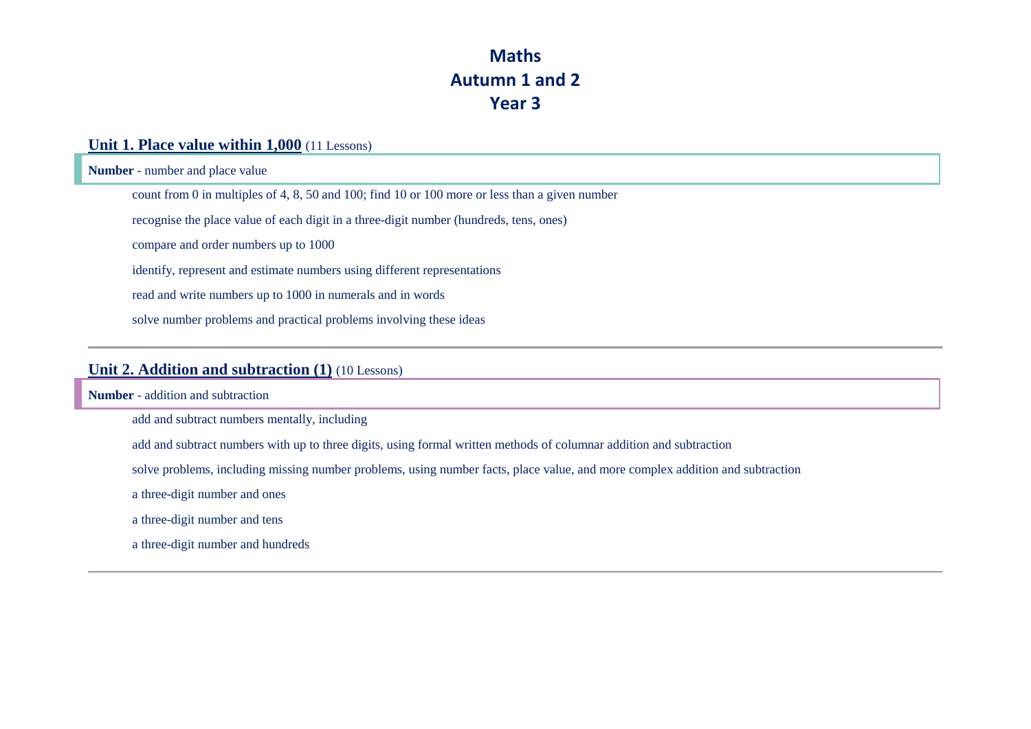# Maths
# Autumn 1 and 2
# Year 3

## Unit 1. Place value within 1,000 (11 Lessons)

**Number** - number and place value

- count from 0 in multiples of 4, 8, 50 and 100; find 10 or 100 more or less than a given number
- recognise the place value of each digit in a three-digit number (hundreds, tens, ones)
- compare and order numbers up to 1000
- identify, represent and estimate numbers using different representations
- read and write numbers up to 1000 in numerals and in words
- solve number problems and practical problems involving these ideas

---

## Unit 2. Addition and subtraction (1) (10 Lessons)

**Number** - addition and subtraction

- add and subtract numbers mentally, including
- add and subtract numbers with up to three digits, using formal written methods of columnar addition and subtraction
- solve problems, including missing number problems, using number facts, place value, and more complex addition and subtraction
- a three-digit number and ones
- a three-digit number and tens
- a three-digit number and hundreds

---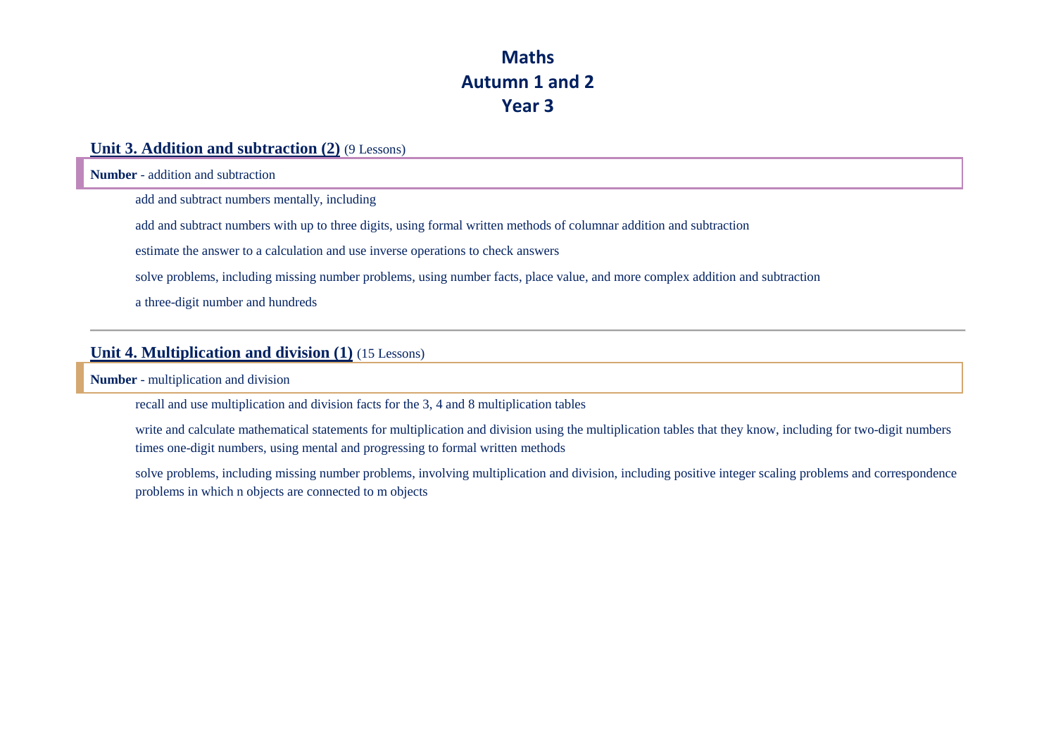# Maths
# Autumn 1 and 2
# Year 3

## Unit 3. Addition and subtraction (2) (9 Lessons)

**Number** - addition and subtraction

add and subtract numbers mentally, including

add and subtract numbers with up to three digits, using formal written methods of columnar addition and subtraction

estimate the answer to a calculation and use inverse operations to check answers

solve problems, including missing number problems, using number facts, place value, and more complex addition and subtraction

a three-digit number and hundreds

---

## Unit 4. Multiplication and division (1) (15 Lessons)

**Number** - multiplication and division

recall and use multiplication and division facts for the 3, 4 and 8 multiplication tables

write and calculate mathematical statements for multiplication and division using the multiplication tables that they know, including for two-digit numbers times one-digit numbers, using mental and progressing to formal written methods

solve problems, including missing number problems, involving multiplication and division, including positive integer scaling problems and correspondence problems in which n objects are connected to m objects